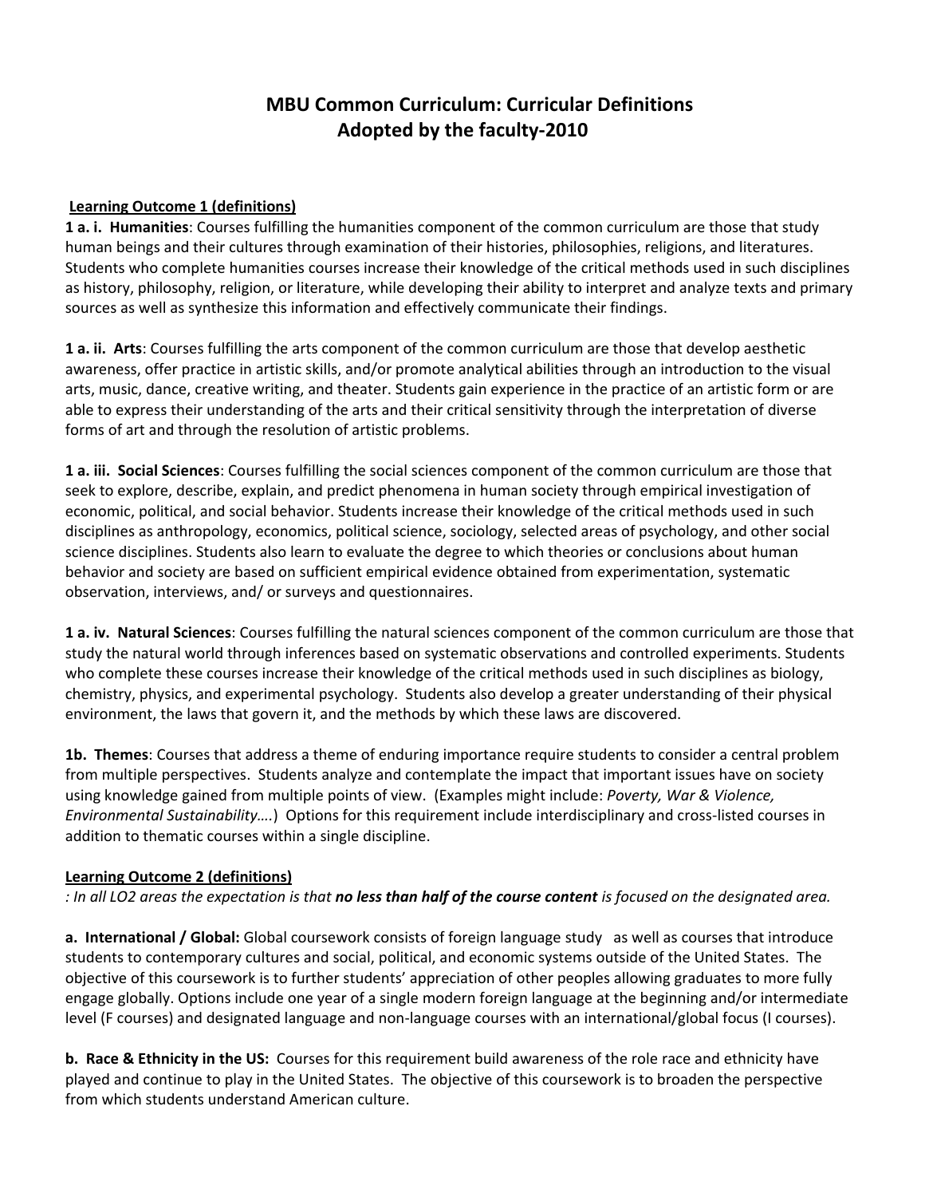# MBU Common Curriculum: Curricular Definitions
# Adopted by the faculty-2010

**Learning Outcome 1 (definitions)**

**1 a. i. Humanities**: Courses fulfilling the humanities component of the common curriculum are those that study human beings and their cultures through examination of their histories, philosophies, religions, and literatures. Students who complete humanities courses increase their knowledge of the critical methods used in such disciplines as history, philosophy, religion, or literature, while developing their ability to interpret and analyze texts and primary sources as well as synthesize this information and effectively communicate their findings.

**1 a. ii. Arts**: Courses fulfilling the arts component of the common curriculum are those that develop aesthetic awareness, offer practice in artistic skills, and/or promote analytical abilities through an introduction to the visual arts, music, dance, creative writing, and theater. Students gain experience in the practice of an artistic form or are able to express their understanding of the arts and their critical sensitivity through the interpretation of diverse forms of art and through the resolution of artistic problems.

**1 a. iii. Social Sciences**: Courses fulfilling the social sciences component of the common curriculum are those that seek to explore, describe, explain, and predict phenomena in human society through empirical investigation of economic, political, and social behavior. Students increase their knowledge of the critical methods used in such disciplines as anthropology, economics, political science, sociology, selected areas of psychology, and other social science disciplines. Students also learn to evaluate the degree to which theories or conclusions about human behavior and society are based on sufficient empirical evidence obtained from experimentation, systematic observation, interviews, and/ or surveys and questionnaires.

**1 a. iv. Natural Sciences**: Courses fulfilling the natural sciences component of the common curriculum are those that study the natural world through inferences based on systematic observations and controlled experiments. Students who complete these courses increase their knowledge of the critical methods used in such disciplines as biology, chemistry, physics, and experimental psychology. Students also develop a greater understanding of their physical environment, the laws that govern it, and the methods by which these laws are discovered.

**1b. Themes**: Courses that address a theme of enduring importance require students to consider a central problem from multiple perspectives. Students analyze and contemplate the impact that important issues have on society using knowledge gained from multiple points of view. (Examples might include: *Poverty, War & Violence, Environmental Sustainability….*) Options for this requirement include interdisciplinary and cross-listed courses in addition to thematic courses within a single discipline.

**Learning Outcome 2 (definitions)**

*: In all LO2 areas the expectation is that* ***no less than half of the course content*** *is focused on the designated area.*

**a. International / Global:** Global coursework consists of foreign language study as well as courses that introduce students to contemporary cultures and social, political, and economic systems outside of the United States. The objective of this coursework is to further students' appreciation of other peoples allowing graduates to more fully engage globally. Options include one year of a single modern foreign language at the beginning and/or intermediate level (F courses) and designated language and non-language courses with an international/global focus (I courses).

**b. Race & Ethnicity in the US:** Courses for this requirement build awareness of the role race and ethnicity have played and continue to play in the United States. The objective of this coursework is to broaden the perspective from which students understand American culture.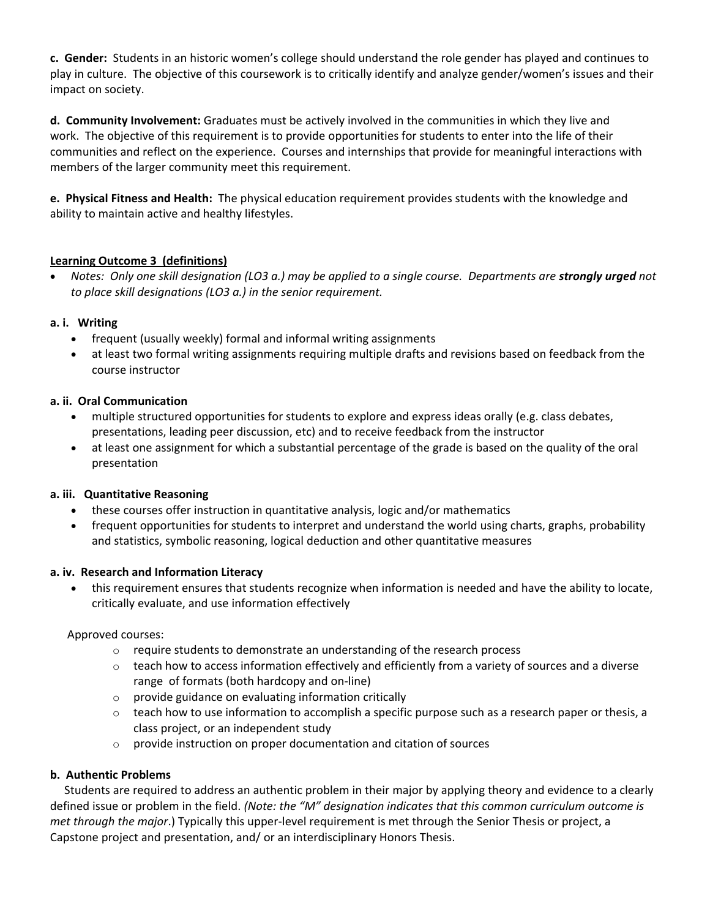**c. Gender:** Students in an historic women's college should understand the role gender has played and continues to play in culture. The objective of this coursework is to critically identify and analyze gender/women's issues and their impact on society.

**d. Community Involvement:** Graduates must be actively involved in the communities in which they live and work. The objective of this requirement is to provide opportunities for students to enter into the life of their communities and reflect on the experience. Courses and internships that provide for meaningful interactions with members of the larger community meet this requirement.

**e. Physical Fitness and Health:** The physical education requirement provides students with the knowledge and ability to maintain active and healthy lifestyles.

## Learning Outcome 3 (definitions)

- *Notes: Only one skill designation (LO3 a.) may be applied to a single course. Departments are **strongly urged** not to place skill designations (LO3 a.) in the senior requirement.*

### a. i. Writing

- frequent (usually weekly) formal and informal writing assignments
- at least two formal writing assignments requiring multiple drafts and revisions based on feedback from the course instructor

### a. ii. Oral Communication

- multiple structured opportunities for students to explore and express ideas orally (e.g. class debates, presentations, leading peer discussion, etc) and to receive feedback from the instructor
- at least one assignment for which a substantial percentage of the grade is based on the quality of the oral presentation

### a. iii. Quantitative Reasoning

- these courses offer instruction in quantitative analysis, logic and/or mathematics
- frequent opportunities for students to interpret and understand the world using charts, graphs, probability and statistics, symbolic reasoning, logical deduction and other quantitative measures

### a. iv. Research and Information Literacy

- this requirement ensures that students recognize when information is needed and have the ability to locate, critically evaluate, and use information effectively

Approved courses:

- require students to demonstrate an understanding of the research process
- teach how to access information effectively and efficiently from a variety of sources and a diverse range of formats (both hardcopy and on-line)
- provide guidance on evaluating information critically
- teach how to use information to accomplish a specific purpose such as a research paper or thesis, a class project, or an independent study
- provide instruction on proper documentation and citation of sources

### b. Authentic Problems

Students are required to address an authentic problem in their major by applying theory and evidence to a clearly defined issue or problem in the field. *(Note: the "M" designation indicates that this common curriculum outcome is met through the major*.) Typically this upper-level requirement is met through the Senior Thesis or project, a Capstone project and presentation, and/ or an interdisciplinary Honors Thesis.